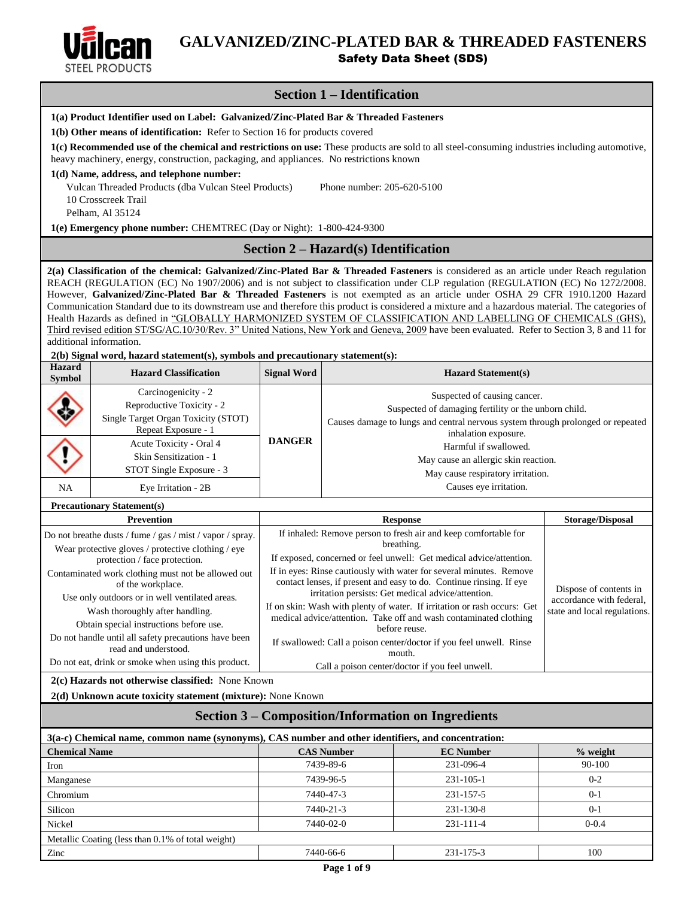# GALVANIZED/ZINC-PLATED BAR & THREADED FASTENERS

## Safety Data Sheet (SDS)

## Section 1 – Identification

**1(a) Product Identifier used on Label: Galvanized/Zinc-Plated Bar & Threaded Fasteners**

**1(b) Other means of identification:** Refer to Section 16 for products covered

**1(c) Recommended use of the chemical and restrictions on use:** These products are sold to all steel-consuming industries including automotive, heavy machinery, energy, construction, packaging, and appliances. No restrictions known

**1(d) Name, address, and telephone number:**

Vulcan Threaded Products (dba Vulcan Steel Products)
10 Crosscreek Trail
Pelham, Al 35124

Phone number: 205-620-5100

**1(e) Emergency phone number:** CHEMTREC (Day or Night): 1-800-424-9300

## Section 2 – Hazard(s) Identification

**2(a) Classification of the chemical: Galvanized/Zinc-Plated Bar & Threaded Fasteners** is considered as an article under Reach regulation REACH (REGULATION (EC) No 1907/2006) and is not subject to classification under CLP regulation (REGULATION (EC) No 1272/2008. However, **Galvanized/Zinc-Plated Bar & Threaded Fasteners** is not exempted as an article under OSHA 29 CFR 1910.1200 Hazard Communication Standard due to its downstream use and therefore this product is considered a mixture and a hazardous material. The categories of Health Hazards as defined in "GLOBALLY HARMONIZED SYSTEM OF CLASSIFICATION AND LABELLING OF CHEMICALS (GHS), Third revised edition ST/SG/AC.10/30/Rev. 3" United Nations, New York and Geneva, 2009 have been evaluated. Refer to Section 3, 8 and 11 for additional information.

**2(b) Signal word, hazard statement(s), symbols and precautionary statement(s):**

| Hazard Symbol | Hazard Classification | Signal Word | Hazard Statement(s) |
|---|---|---|---|
| | Carcinogenicity - 2<br>Reproductive Toxicity - 2<br>Single Target Organ Toxicity (STOT) Repeat Exposure - 1 | DANGER | Suspected of causing cancer.<br>Suspected of damaging fertility or the unborn child.<br>Causes damage to lungs and central nervous system through prolonged or repeated inhalation exposure. |
| | Acute Toxicity - Oral 4<br>Skin Sensitization - 1<br>STOT Single Exposure - 3 | | Harmful if swallowed.<br>May cause an allergic skin reaction.<br>May cause respiratory irritation. |
| NA | Eye Irritation - 2B | | Causes eye irritation. |

**Precautionary Statement(s)**

| Prevention | Response | Storage/Disposal |
|---|---|---|
| Do not breathe dusts / fume / gas / mist / vapor / spray.<br>Wear protective gloves / protective clothing / eye protection / face protection.<br>Contaminated work clothing must not be allowed out of the workplace.<br>Use only outdoors or in well ventilated areas.<br>Wash thoroughly after handling.<br>Obtain special instructions before use.<br>Do not handle until all safety precautions have been read and understood.<br>Do not eat, drink or smoke when using this product. | If inhaled: Remove person to fresh air and keep comfortable for breathing.<br>If exposed, concerned or feel unwell: Get medical advice/attention.<br>If in eyes: Rinse cautiously with water for several minutes. Remove contact lenses, if present and easy to do. Continue rinsing. If eye irritation persists: Get medical advice/attention.<br>If on skin: Wash with plenty of water. If irritation or rash occurs: Get medical advice/attention. Take off and wash contaminated clothing before reuse.<br>If swallowed: Call a poison center/doctor if you feel unwell. Rinse mouth.<br>Call a poison center/doctor if you feel unwell. | Dispose of contents in accordance with federal, state and local regulations. |

**2(c) Hazards not otherwise classified:** None Known

**2(d) Unknown acute toxicity statement (mixture):** None Known

## Section 3 – Composition/Information on Ingredients

**3(a-c) Chemical name, common name (synonyms), CAS number and other identifiers, and concentration:**

| Chemical Name | CAS Number | EC Number | % weight |
|---|---|---|---|
| Iron | 7439-89-6 | 231-096-4 | 90-100 |
| Manganese | 7439-96-5 | 231-105-1 | 0-2 |
| Chromium | 7440-47-3 | 231-157-5 | 0-1 |
| Silicon | 7440-21-3 | 231-130-8 | 0-1 |
| Nickel | 7440-02-0 | 231-111-4 | 0-0.4 |
| Metallic Coating (less than 0.1% of total weight) | | | |
| Zinc | 7440-66-6 | 231-175-3 | 100 |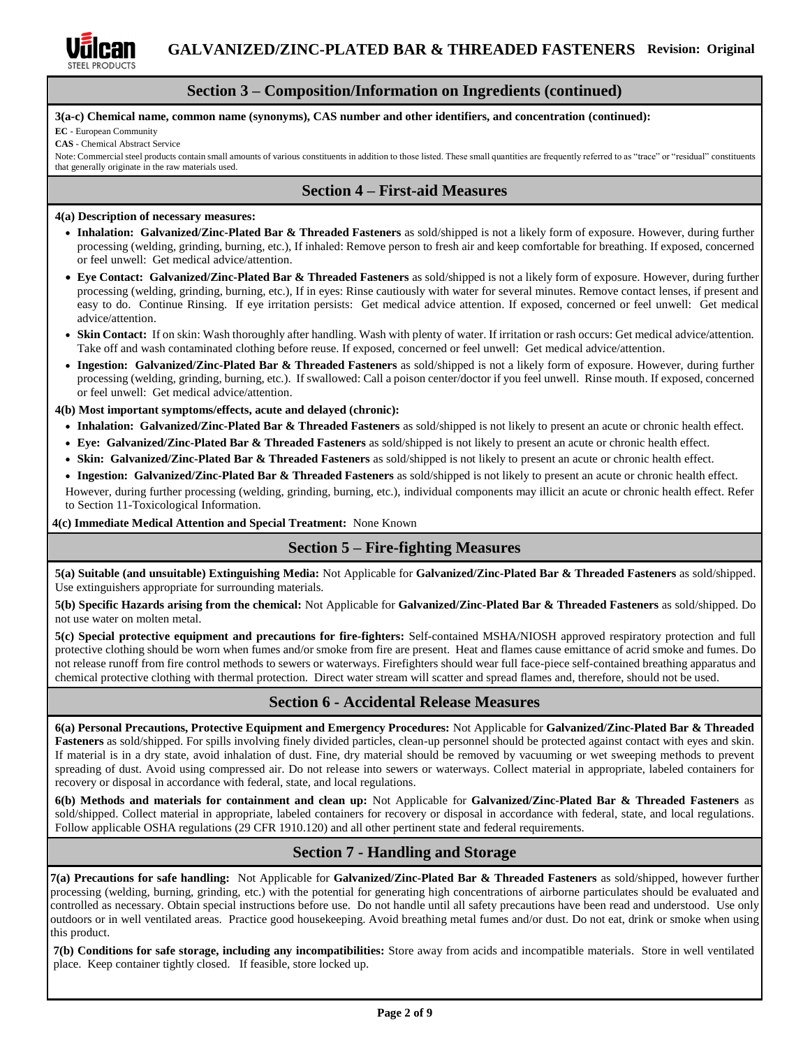## Section 3 – Composition/Information on Ingredients (continued)

**3(a-c) Chemical name, common name (synonyms), CAS number and other identifiers, and concentration (continued):**

**EC** - European Community

**CAS** - Chemical Abstract Service

Note: Commercial steel products contain small amounts of various constituents in addition to those listed. These small quantities are frequently referred to as "trace" or "residual" constituents that generally originate in the raw materials used.

## Section 4 – First-aid Measures

**4(a) Description of necessary measures:**

- **Inhalation: Galvanized/Zinc-Plated Bar & Threaded Fasteners** as sold/shipped is not a likely form of exposure. However, during further processing (welding, grinding, burning, etc.), If inhaled: Remove person to fresh air and keep comfortable for breathing. If exposed, concerned or feel unwell: Get medical advice/attention.
- **Eye Contact: Galvanized/Zinc-Plated Bar & Threaded Fasteners** as sold/shipped is not a likely form of exposure. However, during further processing (welding, grinding, burning, etc.), If in eyes: Rinse cautiously with water for several minutes. Remove contact lenses, if present and easy to do. Continue Rinsing. If eye irritation persists: Get medical advice attention. If exposed, concerned or feel unwell: Get medical advice/attention.
- **Skin Contact:** If on skin: Wash thoroughly after handling. Wash with plenty of water. If irritation or rash occurs: Get medical advice/attention. Take off and wash contaminated clothing before reuse. If exposed, concerned or feel unwell: Get medical advice/attention.
- **Ingestion: Galvanized/Zinc-Plated Bar & Threaded Fasteners** as sold/shipped is not a likely form of exposure. However, during further processing (welding, grinding, burning, etc.). If swallowed: Call a poison center/doctor if you feel unwell. Rinse mouth. If exposed, concerned or feel unwell: Get medical advice/attention.

**4(b) Most important symptoms/effects, acute and delayed (chronic):**

- **Inhalation: Galvanized/Zinc-Plated Bar & Threaded Fasteners** as sold/shipped is not likely to present an acute or chronic health effect.
- **Eye: Galvanized/Zinc-Plated Bar & Threaded Fasteners** as sold/shipped is not likely to present an acute or chronic health effect.
- **Skin: Galvanized/Zinc-Plated Bar & Threaded Fasteners** as sold/shipped is not likely to present an acute or chronic health effect.
- **Ingestion: Galvanized/Zinc-Plated Bar & Threaded Fasteners** as sold/shipped is not likely to present an acute or chronic health effect.

However, during further processing (welding, grinding, burning, etc.), individual components may illicit an acute or chronic health effect. Refer to Section 11-Toxicological Information.

**4(c) Immediate Medical Attention and Special Treatment:** None Known

## Section 5 – Fire-fighting Measures

**5(a) Suitable (and unsuitable) Extinguishing Media:** Not Applicable for **Galvanized/Zinc-Plated Bar & Threaded Fasteners** as sold/shipped. Use extinguishers appropriate for surrounding materials.

**5(b) Specific Hazards arising from the chemical:** Not Applicable for **Galvanized/Zinc-Plated Bar & Threaded Fasteners** as sold/shipped. Do not use water on molten metal.

**5(c) Special protective equipment and precautions for fire-fighters:** Self-contained MSHA/NIOSH approved respiratory protection and full protective clothing should be worn when fumes and/or smoke from fire are present. Heat and flames cause emittance of acrid smoke and fumes. Do not release runoff from fire control methods to sewers or waterways. Firefighters should wear full face-piece self-contained breathing apparatus and chemical protective clothing with thermal protection. Direct water stream will scatter and spread flames and, therefore, should not be used.

## Section 6 - Accidental Release Measures

**6(a) Personal Precautions, Protective Equipment and Emergency Procedures:** Not Applicable for **Galvanized/Zinc-Plated Bar & Threaded Fasteners** as sold/shipped. For spills involving finely divided particles, clean-up personnel should be protected against contact with eyes and skin. If material is in a dry state, avoid inhalation of dust. Fine, dry material should be removed by vacuuming or wet sweeping methods to prevent spreading of dust. Avoid using compressed air. Do not release into sewers or waterways. Collect material in appropriate, labeled containers for recovery or disposal in accordance with federal, state, and local regulations.

**6(b) Methods and materials for containment and clean up:** Not Applicable for **Galvanized/Zinc-Plated Bar & Threaded Fasteners** as sold/shipped. Collect material in appropriate, labeled containers for recovery or disposal in accordance with federal, state, and local regulations. Follow applicable OSHA regulations (29 CFR 1910.120) and all other pertinent state and federal requirements.

## Section 7 - Handling and Storage

**7(a) Precautions for safe handling:** Not Applicable for **Galvanized/Zinc-Plated Bar & Threaded Fasteners** as sold/shipped, however further processing (welding, burning, grinding, etc.) with the potential for generating high concentrations of airborne particulates should be evaluated and controlled as necessary. Obtain special instructions before use. Do not handle until all safety precautions have been read and understood. Use only outdoors or in well ventilated areas. Practice good housekeeping. Avoid breathing metal fumes and/or dust. Do not eat, drink or smoke when using this product.

**7(b) Conditions for safe storage, including any incompatibilities:** Store away from acids and incompatible materials. Store in well ventilated place. Keep container tightly closed. If feasible, store locked up.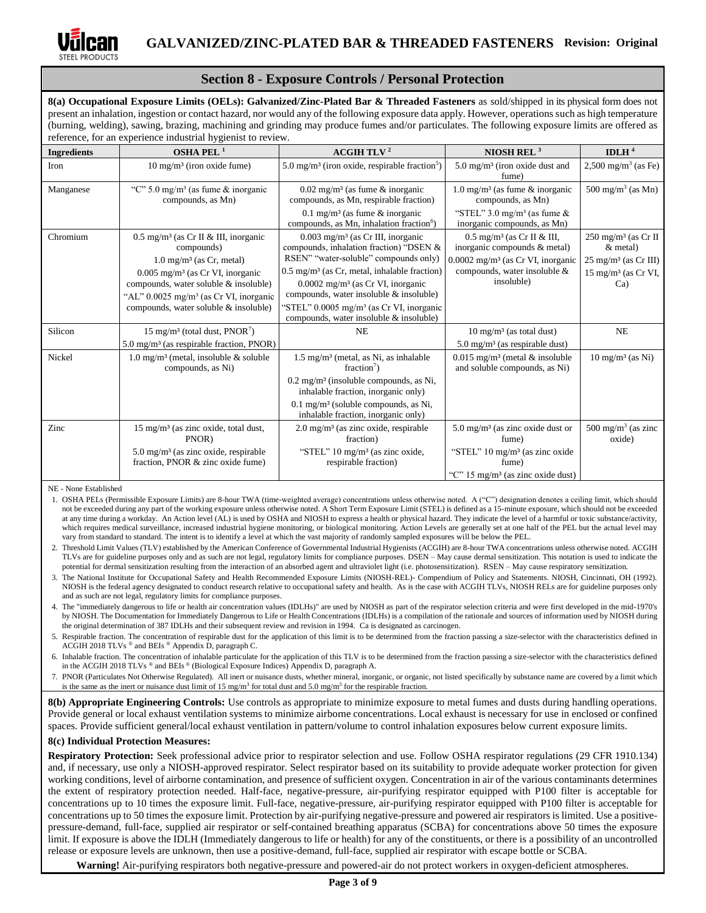## Section 8 - Exposure Controls / Personal Protection

**8(a) Occupational Exposure Limits (OELs): Galvanized/Zinc-Plated Bar & Threaded Fasteners** as sold/shipped in its physical form does not present an inhalation, ingestion or contact hazard, nor would any of the following exposure data apply. However, operations such as high temperature (burning, welding), sawing, brazing, machining and grinding may produce fumes and/or particulates. The following exposure limits are offered as reference, for an experience industrial hygienist to review.

| Ingredients | OSHA PEL [1] | ACGIH TLV [2] | NIOSH REL [3] | IDLH [4] |
|---|---|---|---|---|
| Iron | 10 mg/m³ (iron oxide fume) | 5.0 mg/m³ (iron oxide, respirable fraction[5]) | 5.0 mg/m³ (iron oxide dust and fume) | 2,500 mg/m³ (as Fe) |
| Manganese | "C" 5.0 mg/m³ (as fume & inorganic compounds, as Mn) | 0.02 mg/m³ (as fume & inorganic compounds, as Mn, respirable fraction)<br>0.1 mg/m³ (as fume & inorganic compounds, as Mn, inhalation fraction[6]) | 1.0 mg/m³ (as fume & inorganic compounds, as Mn)<br>"STEL" 3.0 mg/m³ (as fume & inorganic compounds, as Mn) | 500 mg/m³ (as Mn) |
| Chromium | 0.5 mg/m³ (as Cr II & III, inorganic compounds)<br>1.0 mg/m³ (as Cr, metal)<br>0.005 mg/m³ (as Cr VI, inorganic compounds, water soluble & insoluble)<br>"AL" 0.0025 mg/m³ (as Cr VI, inorganic compounds, water soluble & insoluble) | 0.003 mg/m³ (as Cr III, inorganic compounds, inhalation fraction) "DSEN & RSEN" "water-soluble" compounds only)<br>0.5 mg/m³ (as Cr, metal, inhalable fraction)<br>0.0002 mg/m³ (as Cr VI, inorganic compounds, water insoluble & inorganic)<br>"STEL" 0.0005 mg/m³ (as Cr VI, inorganic compounds, water insoluble & insoluble) | 0.5 mg/m³ (as Cr II & III, inorganic compounds & metal)<br>0.0002 mg/m³ (as Cr VI, inorganic compounds, water insoluble & insoluble) | 250 mg/m³ (as Cr II & metal)<br>25 mg/m³ (as Cr III)<br>15 mg/m³ (as Cr VI, Ca) |
| Silicon | 15 mg/m³ (total dust, PNOR[7])<br>5.0 mg/m³ (as respirable fraction, PNOR) | NE | 10 mg/m³ (as total dust)<br>5.0 mg/m³ (as respirable dust) | NE |
| Nickel | 1.0 mg/m³ (metal, insoluble & soluble compounds, as Ni) | 1.5 mg/m³ (metal, as Ni, as inhalable fraction[7])<br>0.2 mg/m³ (insoluble compounds, as Ni, inhalable fraction, inorganic only)<br>0.1 mg/m³ (soluble compounds, as Ni, inhalable fraction, inorganic only) | 0.015 mg/m³ (metal & insoluble and soluble compounds, as Ni) | 10 mg/m³ (as Ni) |
| Zinc | 15 mg/m³ (as zinc oxide, total dust, PNOR)<br>5.0 mg/m³ (as zinc oxide, respirable fraction, PNOR & zinc oxide fume) | 2.0 mg/m³ (as zinc oxide, respirable fraction)<br>"STEL" 10 mg/m³ (as zinc oxide, respirable fraction) | 5.0 mg/m³ (as zinc oxide dust or fume)<br>"STEL" 10 mg/m³ (as zinc oxide fume)<br>"C" 15 mg/m³ (as zinc oxide dust) | 500 mg/m³ (as zinc oxide) |

NE - None Established

1. OSHA PELs (Permissible Exposure Limits) are 8-hour TWA (time-weighted average) concentrations unless otherwise noted. A ("C") designation denotes a ceiling limit, which should not be exceeded during any part of the working exposure unless otherwise noted. A Short Term Exposure Limit (STEL) is defined as a 15-minute exposure, which should not be exceeded at any time during a workday. An Action level (AL) is used by OSHA and NIOSH to express a health or physical hazard. They indicate the level of a harmful or toxic substance/activity, which requires medical surveillance, increased industrial hygiene monitoring, or biological monitoring. Action Levels are generally set at one half of the PEL but the actual level may vary from standard to standard. The intent is to identify a level at which the vast majority of randomly sampled exposures will be below the PEL.
2. Threshold Limit Values (TLV) established by the American Conference of Governmental Industrial Hygienists (ACGIH) are 8-hour TWA concentrations unless otherwise noted. ACGIH TLVs are for guideline purposes only and as such are not legal, regulatory limits for compliance purposes. DSEN – May cause dermal sensitization. This notation is used to indicate the potential for dermal sensitization resulting from the interaction of an absorbed agent and ultraviolet light (i.e. photosensitization). RSEN – May cause respiratory sensitization.
3. The National Institute for Occupational Safety and Health Recommended Exposure Limits (NIOSH-REL)- Compendium of Policy and Statements. NIOSH, Cincinnati, OH (1992). NIOSH is the federal agency designated to conduct research relative to occupational safety and health. As is the case with ACGIH TLVs, NIOSH RELs are for guideline purposes only and as such are not legal, regulatory limits for compliance purposes.
4. The "immediately dangerous to life or health air concentration values (IDLHs)" are used by NIOSH as part of the respirator selection criteria and were first developed in the mid-1970's by NIOSH. The Documentation for Immediately Dangerous to Life or Health Concentrations (IDLHs) is a compilation of the rationale and sources of information used by NIOSH during the original determination of 387 IDLHs and their subsequent review and revision in 1994. Ca is designated as carcinogen.
5. Respirable fraction. The concentration of respirable dust for the application of this limit is to be determined from the fraction passing a size-selector with the characteristics defined in ACGIH 2018 TLVs ® and BEIs ® Appendix D, paragraph C.
6. Inhalable fraction. The concentration of inhalable particulate for the application of this TLV is to be determined from the fraction passing a size-selector with the characteristics defined in the ACGIH 2018 TLVs ® and BEIs ® (Biological Exposure Indices) Appendix D, paragraph A.
7. PNOR (Particulates Not Otherwise Regulated). All inert or nuisance dusts, whether mineral, inorganic, or organic, not listed specifically by substance name are covered by a limit which is the same as the inert or nuisance dust limit of 15 mg/m³ for total dust and 5.0 mg/m³ for the respirable fraction.

**8(b) Appropriate Engineering Controls:** Use controls as appropriate to minimize exposure to metal fumes and dusts during handling operations. Provide general or local exhaust ventilation systems to minimize airborne concentrations. Local exhaust is necessary for use in enclosed or confined spaces. Provide sufficient general/local exhaust ventilation in pattern/volume to control inhalation exposures below current exposure limits.

**8(c) Individual Protection Measures:**

**Respiratory Protection:** Seek professional advice prior to respirator selection and use. Follow OSHA respirator regulations (29 CFR 1910.134) and, if necessary, use only a NIOSH-approved respirator. Select respirator based on its suitability to provide adequate worker protection for given working conditions, level of airborne contamination, and presence of sufficient oxygen. Concentration in air of the various contaminants determines the extent of respiratory protection needed. Half-face, negative-pressure, air-purifying respirator equipped with P100 filter is acceptable for concentrations up to 10 times the exposure limit. Full-face, negative-pressure, air-purifying respirator equipped with P100 filter is acceptable for concentrations up to 50 times the exposure limit. Protection by air-purifying negative-pressure and powered air respirators is limited. Use a positive-pressure-demand, full-face, supplied air respirator or self-contained breathing apparatus (SCBA) for concentrations above 50 times the exposure limit. If exposure is above the IDLH (Immediately dangerous to life or health) for any of the constituents, or there is a possibility of an uncontrolled release or exposure levels are unknown, then use a positive-demand, full-face, supplied air respirator with escape bottle or SCBA.

**Warning!** Air-purifying respirators both negative-pressure and powered-air do not protect workers in oxygen-deficient atmospheres.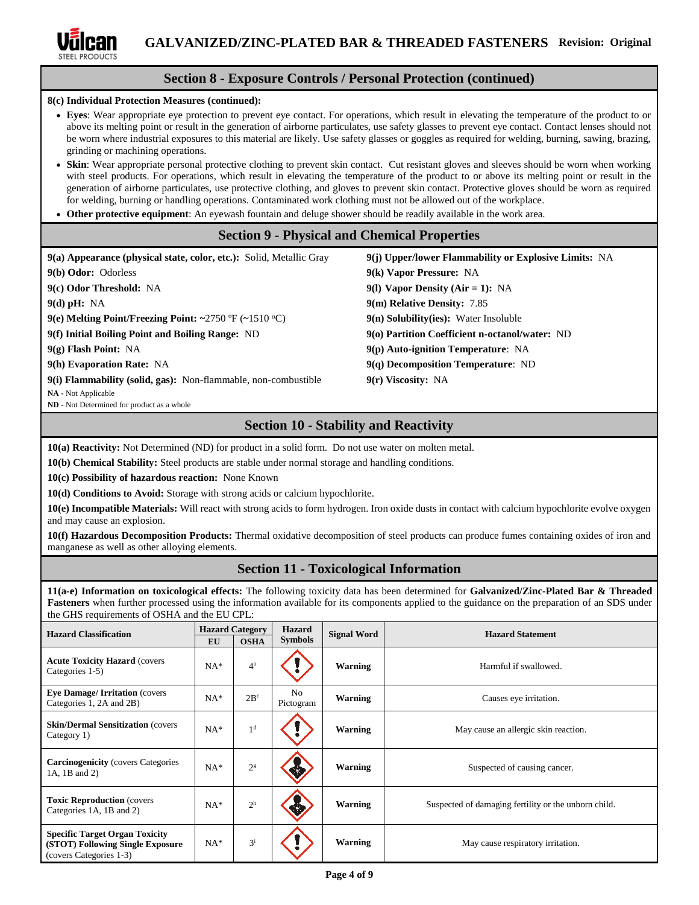## Section 8 - Exposure Controls / Personal Protection (continued)

**8(c) Individual Protection Measures (continued):**

- **Eyes**: Wear appropriate eye protection to prevent eye contact. For operations, which result in elevating the temperature of the product to or above its melting point or result in the generation of airborne particulates, use safety glasses to prevent eye contact. Contact lenses should not be worn where industrial exposures to this material are likely. Use safety glasses or goggles as required for welding, burning, sawing, brazing, grinding or machining operations.
- **Skin**: Wear appropriate personal protective clothing to prevent skin contact. Cut resistant gloves and sleeves should be worn when working with steel products. For operations, which result in elevating the temperature of the product to or above its melting point or result in the generation of airborne particulates, use protective clothing, and gloves to prevent skin contact. Protective gloves should be worn as required for welding, burning or handling operations. Contaminated work clothing must not be allowed out of the workplace.
- **Other protective equipment**: An eyewash fountain and deluge shower should be readily available in the work area.

## Section 9 - Physical and Chemical Properties

**9(a) Appearance (physical state, color, etc.):** Solid, Metallic Gray

**9(b) Odor:** Odorless

**9(c) Odor Threshold:** NA

**9(d) pH:** NA

**9(e) Melting Point/Freezing Point:** ~2750 ºF (~1510 ºC)

**9(f) Initial Boiling Point and Boiling Range:** ND

**9(g) Flash Point:** NA

**9(h) Evaporation Rate:** NA

**9(i) Flammability (solid, gas):** Non-flammable, non-combustible

**9(j) Upper/lower Flammability or Explosive Limits:** NA

**9(k) Vapor Pressure:** NA

**9(l) Vapor Density (Air = 1):** NA

**9(m) Relative Density:** 7.85

**9(n) Solubility(ies):** Water Insoluble

**9(o) Partition Coefficient n-octanol/water:** ND

**9(p) Auto-ignition Temperature**: NA

**9(q) Decomposition Temperature**: ND

**9(r) Viscosity:** NA

**NA** - Not Applicable
**ND** - Not Determined for product as a whole

## Section 10 - Stability and Reactivity

**10(a) Reactivity:** Not Determined (ND) for product in a solid form. Do not use water on molten metal.

**10(b) Chemical Stability:** Steel products are stable under normal storage and handling conditions.

**10(c) Possibility of hazardous reaction:** None Known

**10(d) Conditions to Avoid:** Storage with strong acids or calcium hypochlorite.

**10(e) Incompatible Materials:** Will react with strong acids to form hydrogen. Iron oxide dusts in contact with calcium hypochlorite evolve oxygen and may cause an explosion.

**10(f) Hazardous Decomposition Products:** Thermal oxidative decomposition of steel products can produce fumes containing oxides of iron and manganese as well as other alloying elements.

## Section 11 - Toxicological Information

**11(a-e) Information on toxicological effects:** The following toxicity data has been determined for **Galvanized/Zinc-Plated Bar & Threaded Fasteners** when further processed using the information available for its components applied to the guidance on the preparation of an SDS under the GHS requirements of OSHA and the EU CPL:

| Hazard Classification | Hazard Category | | Hazard Symbols | Signal Word | Hazard Statement |
|---|---|---|---|---|---|
| | EU | OSHA | | | |
| **Acute Toxicity Hazard** (covers Categories 1-5) | NA* | 4[a] | | **Warning** | Harmful if swallowed. |
| **Eye Damage/ Irritation** (covers Categories 1, 2A and 2B) | NA* | 2B[c] | No Pictogram | **Warning** | Causes eye irritation. |
| **Skin/Dermal Sensitization** (covers Category 1) | NA* | 1[d] | | **Warning** | May cause an allergic skin reaction. |
| **Carcinogenicity** (covers Categories 1A, 1B and 2) | NA* | 2[g] | | **Warning** | Suspected of causing cancer. |
| **Toxic Reproduction** (covers Categories 1A, 1B and 2) | NA* | 2[h] | | **Warning** | Suspected of damaging fertility or the unborn child. |
| **Specific Target Organ Toxicity (STOT) Following Single Exposure** (covers Categories 1-3) | NA* | 3[i] | | **Warning** | May cause respiratory irritation. |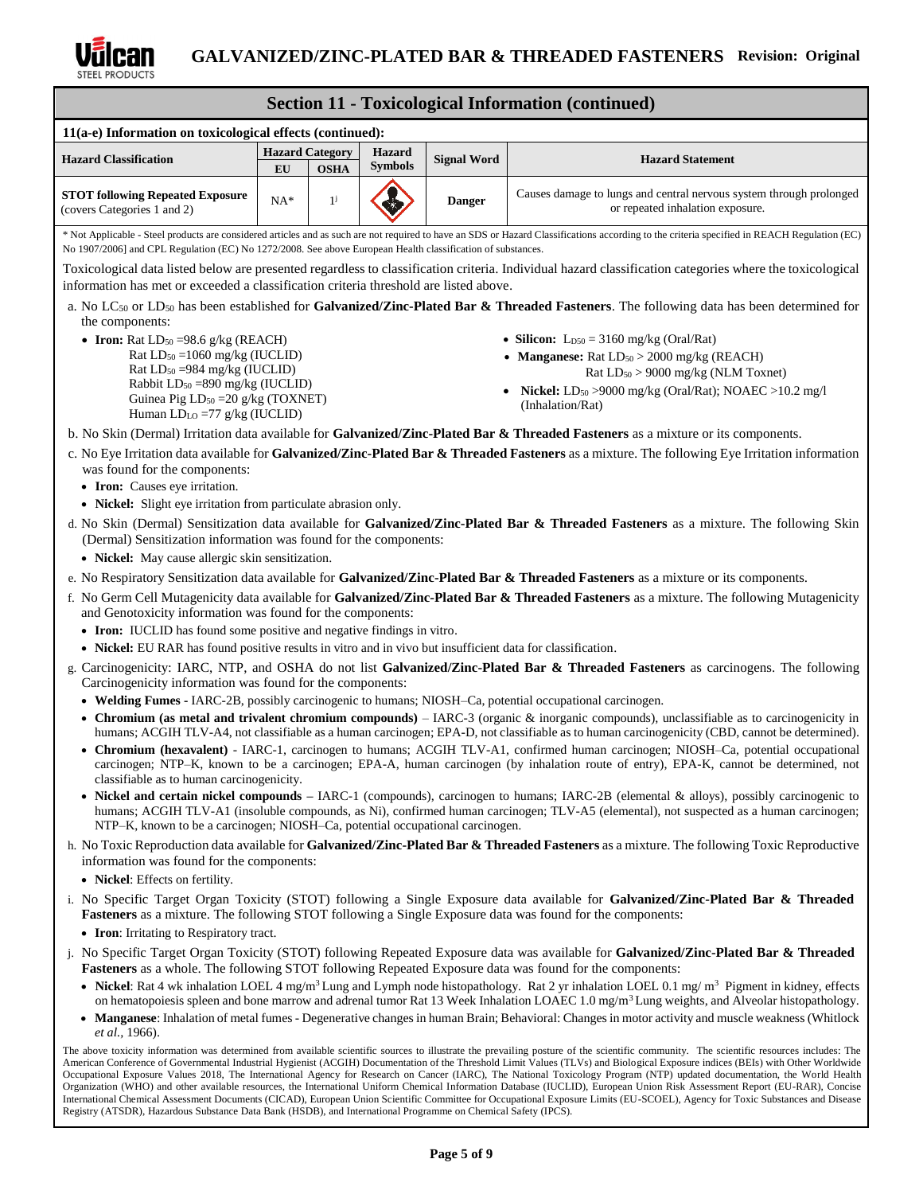## Section 11 - Toxicological Information (continued)

**11(a-e) Information on toxicological effects (continued):**

| Hazard Classification | Hazard Category | | Hazard Symbols | Signal Word | Hazard Statement |
|---|---|---|---|---|---|
| | EU | OSHA | | | |
| **STOT following Repeated Exposure** (covers Categories 1 and 2) | NA* | 1j | | **Danger** | Causes damage to lungs and central nervous system through prolonged or repeated inhalation exposure. |

\* Not Applicable - Steel products are considered articles and as such are not required to have an SDS or Hazard Classifications according to the criteria specified in REACH Regulation (EC) No 1907/2006] and CPL Regulation (EC) No 1272/2008. See above European Health classification of substances.

Toxicological data listed below are presented regardless to classification criteria. Individual hazard classification categories where the toxicological information has met or exceeded a classification criteria threshold are listed above.

a. No $LC_{50}$ or $LD_{50}$ has been established for **Galvanized/Zinc-Plated Bar & Threaded Fasteners**. The following data has been determined for the components:

- **Iron:** Rat $LD_{50}$ =98.6 g/kg (REACH)
  Rat $LD_{50}$ =1060 mg/kg (IUCLID)
  Rat $LD_{50}$ =984 mg/kg (IUCLID)
  Rabbit $LD_{50}$ =890 mg/kg (IUCLID)
  Guinea Pig $LD_{50}$ =20 g/kg (TOXNET)
  Human $LD_{LO}$ =77 g/kg (IUCLID)
- **Silicon:** $L_{D50}$ = 3160 mg/kg (Oral/Rat)
- **Manganese:** Rat $LD_{50}$ > 2000 mg/kg (REACH)
  Rat $LD_{50}$ > 9000 mg/kg (NLM Toxnet)
- **Nickel:** $LD_{50}$ >9000 mg/kg (Oral/Rat); NOAEC >10.2 mg/l (Inhalation/Rat)

b. No Skin (Dermal) Irritation data available for **Galvanized/Zinc-Plated Bar & Threaded Fasteners** as a mixture or its components.

c. No Eye Irritation data available for **Galvanized/Zinc-Plated Bar & Threaded Fasteners** as a mixture. The following Eye Irritation information was found for the components:

- **Iron:** Causes eye irritation.
- **Nickel:** Slight eye irritation from particulate abrasion only.

d. No Skin (Dermal) Sensitization data available for **Galvanized/Zinc-Plated Bar & Threaded Fasteners** as a mixture. The following Skin (Dermal) Sensitization information was found for the components:

- **Nickel:** May cause allergic skin sensitization.

e. No Respiratory Sensitization data available for **Galvanized/Zinc-Plated Bar & Threaded Fasteners** as a mixture or its components.

f. No Germ Cell Mutagenicity data available for **Galvanized/Zinc-Plated Bar & Threaded Fasteners** as a mixture. The following Mutagenicity and Genotoxicity information was found for the components:

- **Iron:** IUCLID has found some positive and negative findings in vitro.
- **Nickel:** EU RAR has found positive results in vitro and in vivo but insufficient data for classification.

g. Carcinogenicity: IARC, NTP, and OSHA do not list **Galvanized/Zinc-Plated Bar & Threaded Fasteners** as carcinogens. The following Carcinogenicity information was found for the components:

- **Welding Fumes -** IARC-2B, possibly carcinogenic to humans; NIOSH–Ca, potential occupational carcinogen.
- **Chromium (as metal and trivalent chromium compounds)** – IARC-3 (organic & inorganic compounds), unclassifiable as to carcinogenicity in humans; ACGIH TLV-A4, not classifiable as a human carcinogen; EPA-D, not classifiable as to human carcinogenicity (CBD, cannot be determined).
- **Chromium (hexavalent)** - IARC-1, carcinogen to humans; ACGIH TLV-A1, confirmed human carcinogen; NIOSH–Ca, potential occupational carcinogen; NTP–K, known to be a carcinogen; EPA-A, human carcinogen (by inhalation route of entry), EPA-K, cannot be determined, not classifiable as to human carcinogenicity.
- **Nickel and certain nickel compounds –** IARC-1 (compounds), carcinogen to humans; IARC-2B (elemental & alloys), possibly carcinogenic to humans; ACGIH TLV-A1 (insoluble compounds, as Ni), confirmed human carcinogen; TLV-A5 (elemental), not suspected as a human carcinogen; NTP–K, known to be a carcinogen; NIOSH–Ca, potential occupational carcinogen.

h. No Toxic Reproduction data available for **Galvanized/Zinc-Plated Bar & Threaded Fasteners** as a mixture. The following Toxic Reproductive information was found for the components:

- **Nickel**: Effects on fertility.

i. No Specific Target Organ Toxicity (STOT) following a Single Exposure data available for **Galvanized/Zinc-Plated Bar & Threaded Fasteners** as a mixture. The following STOT following a Single Exposure data was found for the components:

- **Iron**: Irritating to Respiratory tract.

j. No Specific Target Organ Toxicity (STOT) following Repeated Exposure data was available for **Galvanized/Zinc-Plated Bar & Threaded Fasteners** as a whole. The following STOT following Repeated Exposure data was found for the components:

- **Nickel**: Rat 4 wk inhalation LOEL 4 $mg/m^3$ Lung and Lymph node histopathology. Rat 2 yr inhalation LOEL 0.1 mg/ $m^3$ Pigment in kidney, effects on hematopoiesis spleen and bone marrow and adrenal tumor Rat 13 Week Inhalation LOAEC 1.0 $mg/m^3$ Lung weights, and Alveolar histopathology.
- **Manganese**: Inhalation of metal fumes - Degenerative changes in human Brain; Behavioral: Changes in motor activity and muscle weakness (Whitlock *et al.*, 1966).

The above toxicity information was determined from available scientific sources to illustrate the prevailing posture of the scientific community. The scientific resources includes: The American Conference of Governmental Industrial Hygienist (ACGIH) Documentation of the Threshold Limit Values (TLVs) and Biological Exposure indices (BEIs) with Other Worldwide Occupational Exposure Values 2018, The International Agency for Research on Cancer (IARC), The National Toxicology Program (NTP) updated documentation, the World Health Organization (WHO) and other available resources, the International Uniform Chemical Information Database (IUCLID), European Union Risk Assessment Report (EU-RAR), Concise International Chemical Assessment Documents (CICAD), European Union Scientific Committee for Occupational Exposure Limits (EU-SCOEL), Agency for Toxic Substances and Disease Registry (ATSDR), Hazardous Substance Data Bank (HSDB), and International Programme on Chemical Safety (IPCS).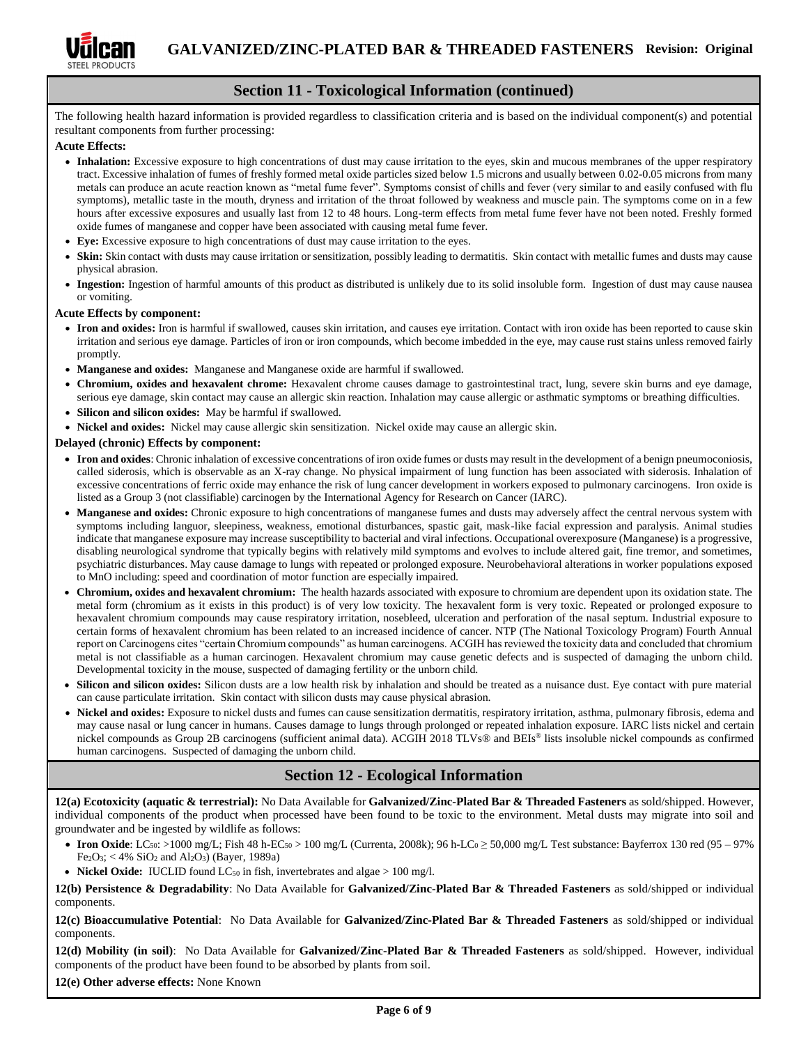## Section 11 - Toxicological Information (continued)

The following health hazard information is provided regardless to classification criteria and is based on the individual component(s) and potential resultant components from further processing:

**Acute Effects:**

- **Inhalation:** Excessive exposure to high concentrations of dust may cause irritation to the eyes, skin and mucous membranes of the upper respiratory tract. Excessive inhalation of fumes of freshly formed metal oxide particles sized below 1.5 microns and usually between 0.02-0.05 microns from many metals can produce an acute reaction known as "metal fume fever". Symptoms consist of chills and fever (very similar to and easily confused with flu symptoms), metallic taste in the mouth, dryness and irritation of the throat followed by weakness and muscle pain. The symptoms come on in a few hours after excessive exposures and usually last from 12 to 48 hours. Long-term effects from metal fume fever have not been noted. Freshly formed oxide fumes of manganese and copper have been associated with causing metal fume fever.
- **Eye:** Excessive exposure to high concentrations of dust may cause irritation to the eyes.
- **Skin:** Skin contact with dusts may cause irritation or sensitization, possibly leading to dermatitis. Skin contact with metallic fumes and dusts may cause physical abrasion.
- **Ingestion:** Ingestion of harmful amounts of this product as distributed is unlikely due to its solid insoluble form. Ingestion of dust may cause nausea or vomiting.

**Acute Effects by component:**

- **Iron and oxides:** Iron is harmful if swallowed, causes skin irritation, and causes eye irritation. Contact with iron oxide has been reported to cause skin irritation and serious eye damage. Particles of iron or iron compounds, which become imbedded in the eye, may cause rust stains unless removed fairly promptly.
- **Manganese and oxides:** Manganese and Manganese oxide are harmful if swallowed.
- **Chromium, oxides and hexavalent chrome:** Hexavalent chrome causes damage to gastrointestinal tract, lung, severe skin burns and eye damage, serious eye damage, skin contact may cause an allergic skin reaction. Inhalation may cause allergic or asthmatic symptoms or breathing difficulties.
- **Silicon and silicon oxides:** May be harmful if swallowed.
- **Nickel and oxides:** Nickel may cause allergic skin sensitization. Nickel oxide may cause an allergic skin.

**Delayed (chronic) Effects by component:**

- **Iron and oxides**: Chronic inhalation of excessive concentrations of iron oxide fumes or dusts may result in the development of a benign pneumoconiosis, called siderosis, which is observable as an X-ray change. No physical impairment of lung function has been associated with siderosis. Inhalation of excessive concentrations of ferric oxide may enhance the risk of lung cancer development in workers exposed to pulmonary carcinogens. Iron oxide is listed as a Group 3 (not classifiable) carcinogen by the International Agency for Research on Cancer (IARC).
- **Manganese and oxides:** Chronic exposure to high concentrations of manganese fumes and dusts may adversely affect the central nervous system with symptoms including languor, sleepiness, weakness, emotional disturbances, spastic gait, mask-like facial expression and paralysis. Animal studies indicate that manganese exposure may increase susceptibility to bacterial and viral infections. Occupational overexposure (Manganese) is a progressive, disabling neurological syndrome that typically begins with relatively mild symptoms and evolves to include altered gait, fine tremor, and sometimes, psychiatric disturbances. May cause damage to lungs with repeated or prolonged exposure. Neurobehavioral alterations in worker populations exposed to MnO including: speed and coordination of motor function are especially impaired.
- **Chromium, oxides and hexavalent chromium:** The health hazards associated with exposure to chromium are dependent upon its oxidation state. The metal form (chromium as it exists in this product) is of very low toxicity. The hexavalent form is very toxic. Repeated or prolonged exposure to hexavalent chromium compounds may cause respiratory irritation, nosebleed, ulceration and perforation of the nasal septum. Industrial exposure to certain forms of hexavalent chromium has been related to an increased incidence of cancer. NTP (The National Toxicology Program) Fourth Annual report on Carcinogens cites "certain Chromium compounds" as human carcinogens. ACGIH has reviewed the toxicity data and concluded that chromium metal is not classifiable as a human carcinogen. Hexavalent chromium may cause genetic defects and is suspected of damaging the unborn child. Developmental toxicity in the mouse, suspected of damaging fertility or the unborn child.
- **Silicon and silicon oxides:** Silicon dusts are a low health risk by inhalation and should be treated as a nuisance dust. Eye contact with pure material can cause particulate irritation. Skin contact with silicon dusts may cause physical abrasion.
- **Nickel and oxides:** Exposure to nickel dusts and fumes can cause sensitization dermatitis, respiratory irritation, asthma, pulmonary fibrosis, edema and may cause nasal or lung cancer in humans. Causes damage to lungs through prolonged or repeated inhalation exposure. IARC lists nickel and certain nickel compounds as Group 2B carcinogens (sufficient animal data). ACGIH 2018 TLVs® and BEIs® lists insoluble nickel compounds as confirmed human carcinogens. Suspected of damaging the unborn child.

## Section 12 - Ecological Information

**12(a) Ecotoxicity (aquatic & terrestrial):** No Data Available for **Galvanized/Zinc-Plated Bar & Threaded Fasteners** as sold/shipped. However, individual components of the product when processed have been found to be toxic to the environment. Metal dusts may migrate into soil and groundwater and be ingested by wildlife as follows:

- **Iron Oxide**: $LC_{50}$: >1000 mg/L; Fish 48 h-$EC_{50}$ > 100 mg/L (Currenta, 2008k); 96 h-$LC_0$ ≥ 50,000 mg/L Test substance: Bayferrox 130 red (95 – 97% $Fe_2O_3$; < 4% $SiO_2$ and $Al_2O_3$) (Bayer, 1989a)
- **Nickel Oxide:** IUCLID found $LC_{50}$ in fish, invertebrates and algae > 100 mg/l.

**12(b) Persistence & Degradability**: No Data Available for **Galvanized/Zinc-Plated Bar & Threaded Fasteners** as sold/shipped or individual components.

**12(c) Bioaccumulative Potential**: No Data Available for **Galvanized/Zinc-Plated Bar & Threaded Fasteners** as sold/shipped or individual components.

**12(d) Mobility (in soil)**: No Data Available for **Galvanized/Zinc-Plated Bar & Threaded Fasteners** as sold/shipped. However, individual components of the product have been found to be absorbed by plants from soil.

**12(e) Other adverse effects:** None Known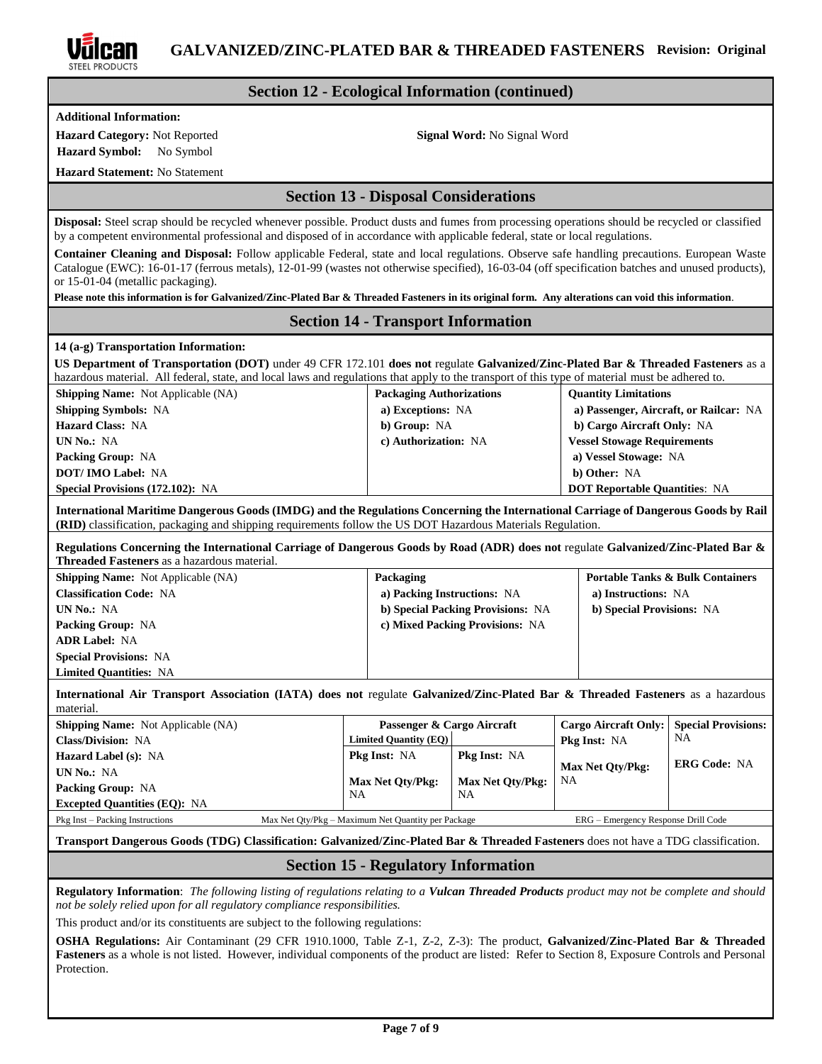## Section 12 - Ecological Information (continued)

**Additional Information:**

**Hazard Category:** Not Reported

**Signal Word:** No Signal Word

**Hazard Symbol:** No Symbol

**Hazard Statement:** No Statement

## Section 13 - Disposal Considerations

**Disposal:** Steel scrap should be recycled whenever possible. Product dusts and fumes from processing operations should be recycled or classified by a competent environmental professional and disposed of in accordance with applicable federal, state or local regulations.

**Container Cleaning and Disposal:** Follow applicable Federal, state and local regulations. Observe safe handling precautions. European Waste Catalogue (EWC): 16-01-17 (ferrous metals), 12-01-99 (wastes not otherwise specified), 16-03-04 (off specification batches and unused products), or 15-01-04 (metallic packaging).

**Please note this information is for Galvanized/Zinc-Plated Bar & Threaded Fasteners in its original form. Any alterations can void this information.**

## Section 14 - Transport Information

**14 (a-g) Transportation Information:**

**US Department of Transportation (DOT)** under 49 CFR 172.101 **does not** regulate **Galvanized/Zinc-Plated Bar & Threaded Fasteners** as a hazardous material. All federal, state, and local laws and regulations that apply to the transport of this type of material must be adhered to.

| | | |
|---|---|---|
| **Shipping Name:** Not Applicable (NA) | **Packaging Authorizations** | **Quantity Limitations** |
| **Shipping Symbols:** NA | **a) Exceptions:** NA | **a) Passenger, Aircraft, or Railcar:** NA |
| **Hazard Class:** NA | **b) Group:** NA | **b) Cargo Aircraft Only:** NA |
| **UN No.:** NA | **c) Authorization:** NA | **Vessel Stowage Requirements** |
| **Packing Group:** NA | | **a) Vessel Stowage:** NA |
| **DOT/ IMO Label:** NA | | **b) Other:** NA |
| **Special Provisions (172.102):** NA | | **DOT Reportable Quantities**: NA |

**International Maritime Dangerous Goods (IMDG) and the Regulations Concerning the International Carriage of Dangerous Goods by Rail (RID)** classification, packaging and shipping requirements follow the US DOT Hazardous Materials Regulation.

**Regulations Concerning the International Carriage of Dangerous Goods by Road (ADR) does not** regulate **Galvanized/Zinc-Plated Bar & Threaded Fasteners** as a hazardous material.

| | | |
|---|---|---|
| **Shipping Name:** Not Applicable (NA) | **Packaging** | **Portable Tanks & Bulk Containers** |
| **Classification Code:** NA | **a) Packing Instructions:** NA | **a) Instructions:** NA |
| **UN No.:** NA | **b) Special Packing Provisions:** NA | **b) Special Provisions:** NA |
| **Packing Group:** NA | **c) Mixed Packing Provisions:** NA | |
| **ADR Label:** NA | | |
| **Special Provisions:** NA | | |
| **Limited Quantities:** NA | | |

**International Air Transport Association (IATA) does not** regulate **Galvanized/Zinc-Plated Bar & Threaded Fasteners** as a hazardous material.

| | **Passenger & Cargo Aircraft** | | **Cargo Aircraft Only:** | **Special Provisions:** |
|---|---|---|---|---|
| **Shipping Name:** Not Applicable (NA) | **Limited Quantity (EQ)** | | **Pkg Inst:** NA | NA |
| **Class/Division:** NA | **Pkg Inst:** NA | **Pkg Inst:** NA | | |
| **Hazard Label (s):** NA | | | **Max Net Qty/Pkg:** NA | **ERG Code:** NA |
| **UN No.:** NA | **Max Net Qty/Pkg:** NA | **Max Net Qty/Pkg:** NA | | |
| **Packing Group:** NA | | | | |
| **Excepted Quantities (EQ):** NA | | | | |

Pkg Inst – Packing Instructions    Max Net Qty/Pkg – Maximum Net Quantity per Package    ERG – Emergency Response Drill Code

**Transport Dangerous Goods (TDG) Classification: Galvanized/Zinc-Plated Bar & Threaded Fasteners** does not have a TDG classification.

## Section 15 - Regulatory Information

**Regulatory Information**: *The following listing of regulations relating to a **Vulcan Threaded Products** product may not be complete and should not be solely relied upon for all regulatory compliance responsibilities.*

This product and/or its constituents are subject to the following regulations:

**OSHA Regulations:** Air Contaminant (29 CFR 1910.1000, Table Z-1, Z-2, Z-3): The product, **Galvanized/Zinc-Plated Bar & Threaded Fasteners** as a whole is not listed. However, individual components of the product are listed: Refer to Section 8, Exposure Controls and Personal Protection.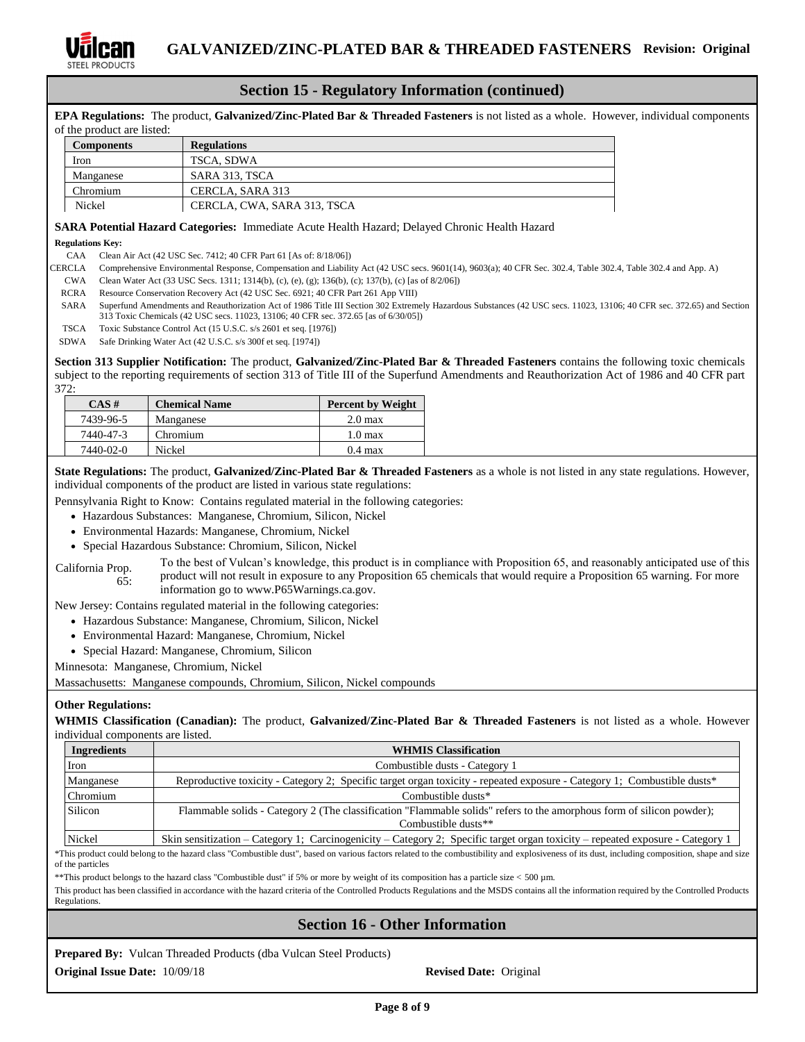## Section 15 - Regulatory Information (continued)

**EPA Regulations:** The product, **Galvanized/Zinc-Plated Bar & Threaded Fasteners** is not listed as a whole. However, individual components of the product are listed:

| Components | Regulations |
|---|---|
| Iron | TSCA, SDWA |
| Manganese | SARA 313, TSCA |
| Chromium | CERCLA, SARA 313 |
| Nickel | CERCLA, CWA, SARA 313, TSCA |

**SARA Potential Hazard Categories:** Immediate Acute Health Hazard; Delayed Chronic Health Hazard

**Regulations Key:**

- CAA Clean Air Act (42 USC Sec. 7412; 40 CFR Part 61 [As of: 8/18/06])
- CERCLA Comprehensive Environmental Response, Compensation and Liability Act (42 USC secs. 9601(14), 9603(a); 40 CFR Sec. 302.4, Table 302.4, Table 302.4 and App. A)
- CWA Clean Water Act (33 USC Secs. 1311; 1314(b), (c), (e), (g); 136(b), (c); 137(b), (c) [as of 8/2/06])
- RCRA Resource Conservation Recovery Act (42 USC Sec. 6921; 40 CFR Part 261 App VIII)
- SARA Superfund Amendments and Reauthorization Act of 1986 Title III Section 302 Extremely Hazardous Substances (42 USC secs. 11023, 13106; 40 CFR sec. 372.65) and Section 313 Toxic Chemicals (42 USC secs. 11023, 13106; 40 CFR sec. 372.65 [as of 6/30/05])
- TSCA Toxic Substance Control Act (15 U.S.C. s/s 2601 et seq. [1976])
- SDWA Safe Drinking Water Act (42 U.S.C. s/s 300f et seq. [1974])

**Section 313 Supplier Notification:** The product, **Galvanized/Zinc-Plated Bar & Threaded Fasteners** contains the following toxic chemicals subject to the reporting requirements of section 313 of Title III of the Superfund Amendments and Reauthorization Act of 1986 and 40 CFR part 372:

| CAS # | Chemical Name | Percent by Weight |
|---|---|---|
| 7439-96-5 | Manganese | 2.0 max |
| 7440-47-3 | Chromium | 1.0 max |
| 7440-02-0 | Nickel | 0.4 max |

**State Regulations:** The product, **Galvanized/Zinc-Plated Bar & Threaded Fasteners** as a whole is not listed in any state regulations. However, individual components of the product are listed in various state regulations:

Pennsylvania Right to Know: Contains regulated material in the following categories:

- Hazardous Substances: Manganese, Chromium, Silicon, Nickel
- Environmental Hazards: Manganese, Chromium, Nickel
- Special Hazardous Substance: Chromium, Silicon, Nickel

California Prop. 65: To the best of Vulcan's knowledge, this product is in compliance with Proposition 65, and reasonably anticipated use of this product will not result in exposure to any Proposition 65 chemicals that would require a Proposition 65 warning. For more information go to www.P65Warnings.ca.gov.

New Jersey: Contains regulated material in the following categories:

- Hazardous Substance: Manganese, Chromium, Silicon, Nickel
- Environmental Hazard: Manganese, Chromium, Nickel
- Special Hazard: Manganese, Chromium, Silicon

Minnesota: Manganese, Chromium, Nickel

Massachusetts: Manganese compounds, Chromium, Silicon, Nickel compounds

**Other Regulations:**

**WHMIS Classification (Canadian):** The product, **Galvanized/Zinc-Plated Bar & Threaded Fasteners** is not listed as a whole. However individual components are listed.

| Ingredients | WHMIS Classification |
|---|---|
| Iron | Combustible dusts - Category 1 |
| Manganese | Reproductive toxicity - Category 2; Specific target organ toxicity - repeated exposure - Category 1; Combustible dusts* |
| Chromium | Combustible dusts* |
| Silicon | Flammable solids - Category 2 (The classification "Flammable solids" refers to the amorphous form of silicon powder); Combustible dusts** |
| Nickel | Skin sensitization – Category 1; Carcinogenicity – Category 2; Specific target organ toxicity – repeated exposure - Category 1 |

*This product could belong to the hazard class "Combustible dust", based on various factors related to the combustibility and explosiveness of its dust, including composition, shape and size of the particles

**This product belongs to the hazard class "Combustible dust" if 5% or more by weight of its composition has a particle size < 500 µm.

This product has been classified in accordance with the hazard criteria of the Controlled Products Regulations and the MSDS contains all the information required by the Controlled Products Regulations.

## Section 16 - Other Information

**Prepared By:** Vulcan Threaded Products (dba Vulcan Steel Products)

**Original Issue Date:** 10/09/18 **Revised Date:** Original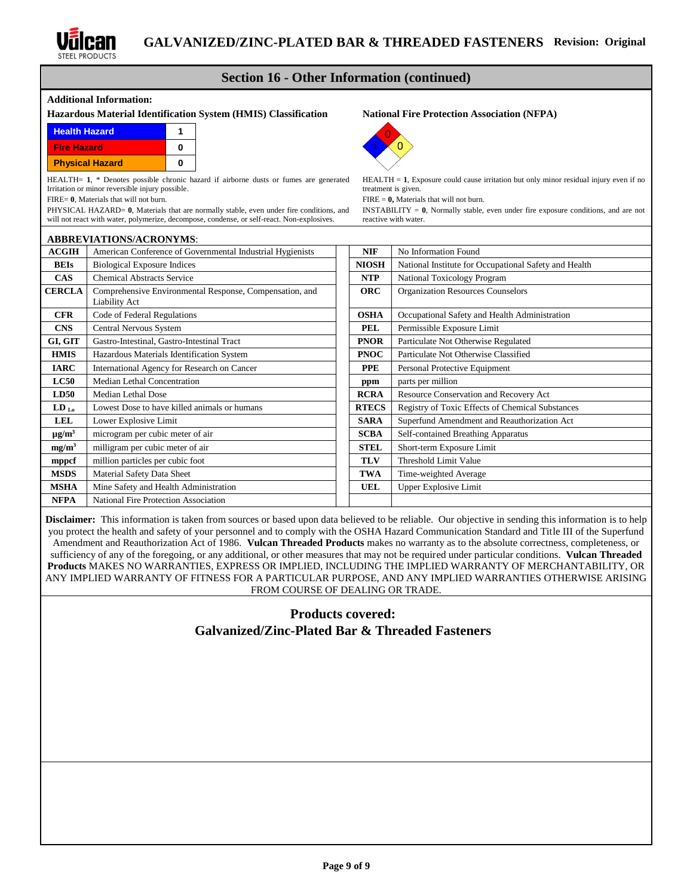## Section 16 - Other Information (continued)

**Additional Information:**

**Hazardous Material Identification System (HMIS) Classification**

| | |
|---|---|
| **Health Hazard** | **1** |
| **Fire Hazard** | **0** |
| **Physical Hazard** | **0** |

HEALTH= **1**, * Denotes possible chronic hazard if airborne dusts or fumes are generated Irritation or minor reversible injury possible.

FIRE= **0**, Materials that will not burn.

PHYSICAL HAZARD= **0**, Materials that are normally stable, even under fire conditions, and will not react with water, polymerize, decompose, condense, or self-react. Non-explosives.

**National Fire Protection Association (NFPA)**

0
1 0

HEALTH = **1**, Exposure could cause irritation but only minor residual injury even if no treatment is given.

FIRE = **0,** Materials that will not burn.

INSTABILITY = **0**, Normally stable, even under fire exposure conditions, and are not reactive with water.

**ABBREVIATIONS/ACRONYMS**:

| | | | |
|---|---|---|---|
| **ACGIH** | American Conference of Governmental Industrial Hygienists | **NIF** | No Information Found |
| **BEIs** | Biological Exposure Indices | **NIOSH** | National Institute for Occupational Safety and Health |
| **CAS** | Chemical Abstracts Service | **NTP** | National Toxicology Program |
| **CERCLA** | Comprehensive Environmental Response, Compensation, and Liability Act | **ORC** | Organization Resources Counselors |
| **CFR** | Code of Federal Regulations | **OSHA** | Occupational Safety and Health Administration |
| **CNS** | Central Nervous System | **PEL** | Permissible Exposure Limit |
| **GI, GIT** | Gastro-Intestinal, Gastro-Intestinal Tract | **PNOR** | Particulate Not Otherwise Regulated |
| **HMIS** | Hazardous Materials Identification System | **PNOC** | Particulate Not Otherwise Classified |
| **IARC** | International Agency for Research on Cancer | **PPE** | Personal Protective Equipment |
| **LC50** | Median Lethal Concentration | **ppm** | parts per million |
| **LD50** | Median Lethal Dose | **RCRA** | Resource Conservation and Recovery Act |
| **$LD_{Lo}$** | Lowest Dose to have killed animals or humans | **RTECS** | Registry of Toxic Effects of Chemical Substances |
| **LEL** | Lower Explosive Limit | **SARA** | Superfund Amendment and Reauthorization Act |
| **$\mu g/m^3$** | microgram per cubic meter of air | **SCBA** | Self-contained Breathing Apparatus |
| **$mg/m^3$** | milligram per cubic meter of air | **STEL** | Short-term Exposure Limit |
| **mppcf** | million particles per cubic foot | **TLV** | Threshold Limit Value |
| **MSDS** | Material Safety Data Sheet | **TWA** | Time-weighted Average |
| **MSHA** | Mine Safety and Health Administration | **UEL** | Upper Explosive Limit |
| **NFPA** | National Fire Protection Association | | |

**Disclaimer:** This information is taken from sources or based upon data believed to be reliable. Our objective in sending this information is to help you protect the health and safety of your personnel and to comply with the OSHA Hazard Communication Standard and Title III of the Superfund Amendment and Reauthorization Act of 1986. **Vulcan Threaded Products** makes no warranty as to the absolute correctness, completeness, or sufficiency of any of the foregoing, or any additional, or other measures that may not be required under particular conditions. **Vulcan Threaded Products** MAKES NO WARRANTIES, EXPRESS OR IMPLIED, INCLUDING THE IMPLIED WARRANTY OF MERCHANTABILITY, OR ANY IMPLIED WARRANTY OF FITNESS FOR A PARTICULAR PURPOSE, AND ANY IMPLIED WARRANTIES OTHERWISE ARISING FROM COURSE OF DEALING OR TRADE.

**Products covered:**
**Galvanized/Zinc-Plated Bar & Threaded Fasteners**